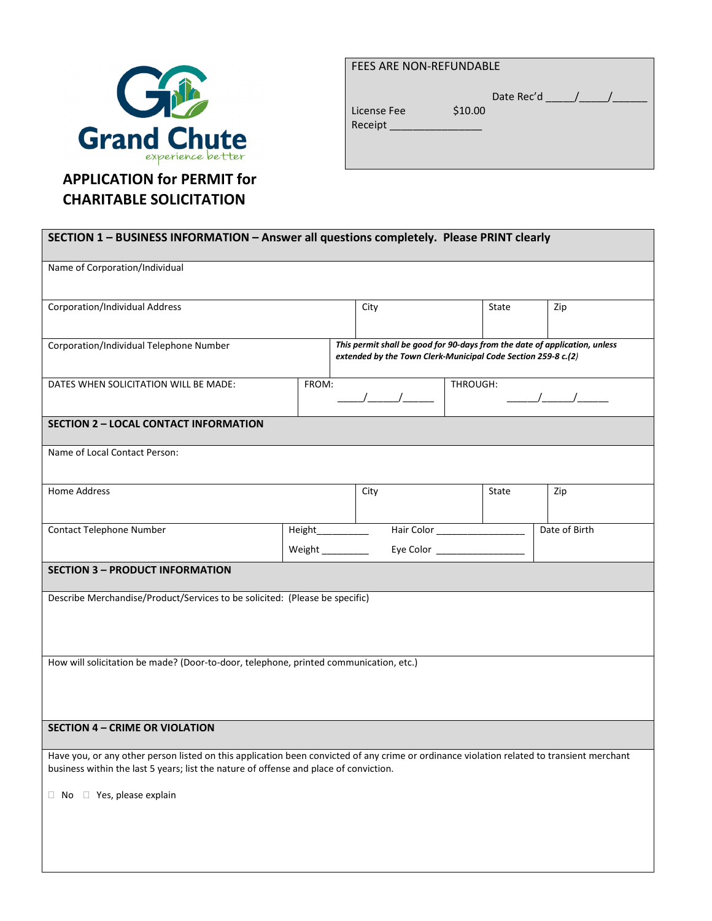Grand Chute
experience better

# APPLICATION for PERMIT for CHARITABLE SOLICITATION

| FEES ARE NON-REFUNDABLE | |
|---|---|
| License Fee $10.00 | Date Rec'd _____/_____/______ |
| Receipt ________________ | |

| SECTION 1 – BUSINESS INFORMATION – Answer all questions completely. Please PRINT clearly | | | | |
|---|---|---|---|---|
| Name of Corporation/Individual | | | | |
| Corporation/Individual Address | | City | State | Zip |
| Corporation/Individual Telephone Number | | ***This permit shall be good for 90-days from the date of application, unless extended by the Town Clerk-Municipal Code Section 259-8 c.(2)*** | | |
| DATES WHEN SOLICITATION WILL BE MADE: | FROM: _____/______/______ | | THROUGH: ______/______/______ | |

| SECTION 2 – LOCAL CONTACT INFORMATION | | | | |
|---|---|---|---|---|
| Name of Local Contact Person: | | | | |
| Home Address | | City | State | Zip |
| Contact Telephone Number | Height__________ Weight _________ | Hair Color _________________ Eye Color _________________ | | Date of Birth |

| SECTION 3 – PRODUCT INFORMATION |
|---|
| Describe Merchandise/Product/Services to be solicited: (Please be specific) |
| How will solicitation be made? (Door-to-door, telephone, printed communication, etc.) |

| SECTION 4 – CRIME OR VIOLATION |
|---|
| Have you, or any other person listed on this application been convicted of any crime or ordinance violation related to transient merchant business within the last 5 years; list the nature of offense and place of conviction. <br><br> ☐ No ☐ Yes, please explain |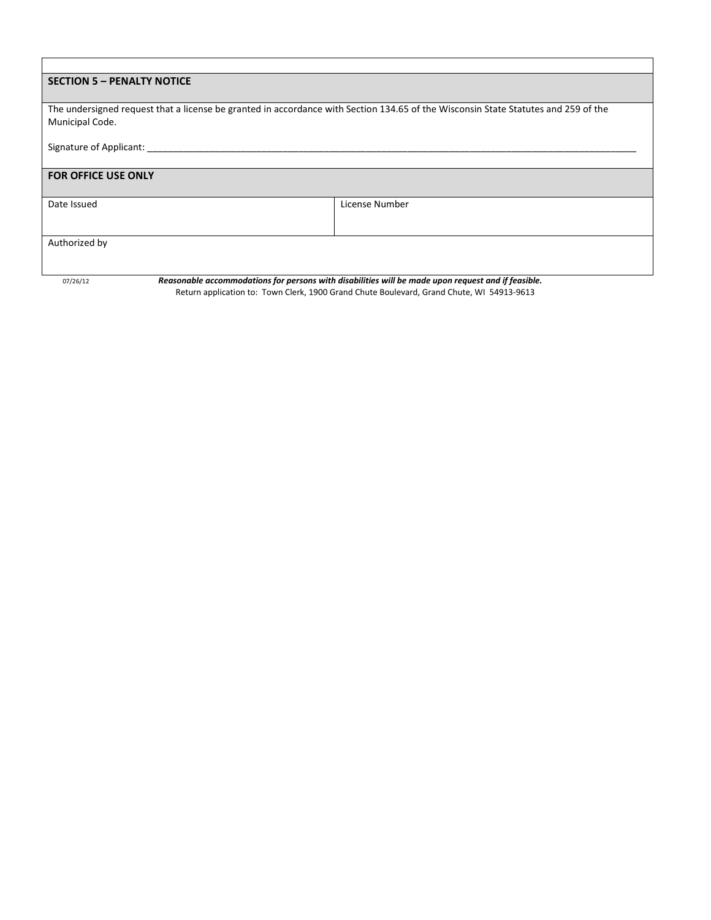## SECTION 5 – PENALTY NOTICE

The undersigned request that a license be granted in accordance with Section 134.65 of the Wisconsin State Statutes and 259 of the Municipal Code.

Signature of Applicant: ______________________________________________________________________________________________

## FOR OFFICE USE ONLY

| Date Issued | License Number |
|---|---|
| Authorized by | |

07/26/12

***Reasonable accommodations for persons with disabilities will be made upon request and if feasible.***

Return application to: Town Clerk, 1900 Grand Chute Boulevard, Grand Chute, WI 54913-9613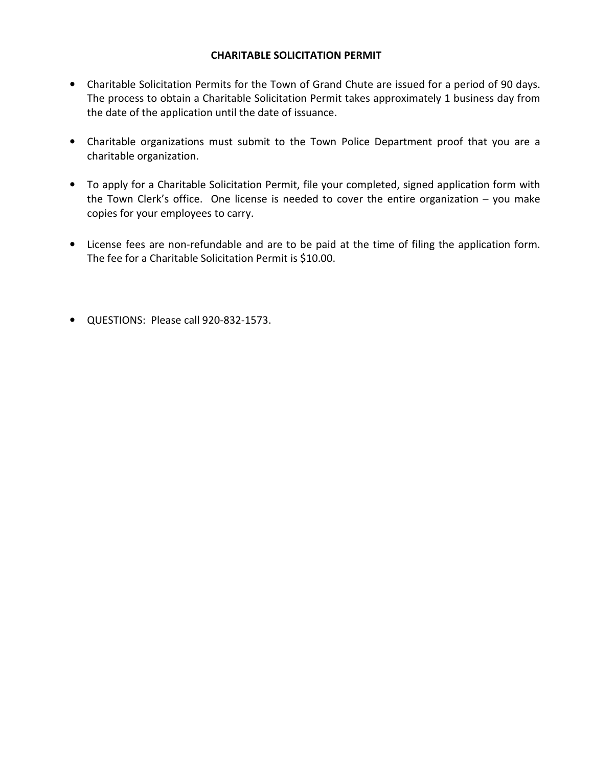# CHARITABLE SOLICITATION PERMIT

- Charitable Solicitation Permits for the Town of Grand Chute are issued for a period of 90 days. The process to obtain a Charitable Solicitation Permit takes approximately 1 business day from the date of the application until the date of issuance.

- Charitable organizations must submit to the Town Police Department proof that you are a charitable organization.

- To apply for a Charitable Solicitation Permit, file your completed, signed application form with the Town Clerk's office. One license is needed to cover the entire organization – you make copies for your employees to carry.

- License fees are non-refundable and are to be paid at the time of filing the application form. The fee for a Charitable Solicitation Permit is $10.00.

- QUESTIONS: Please call 920-832-1573.